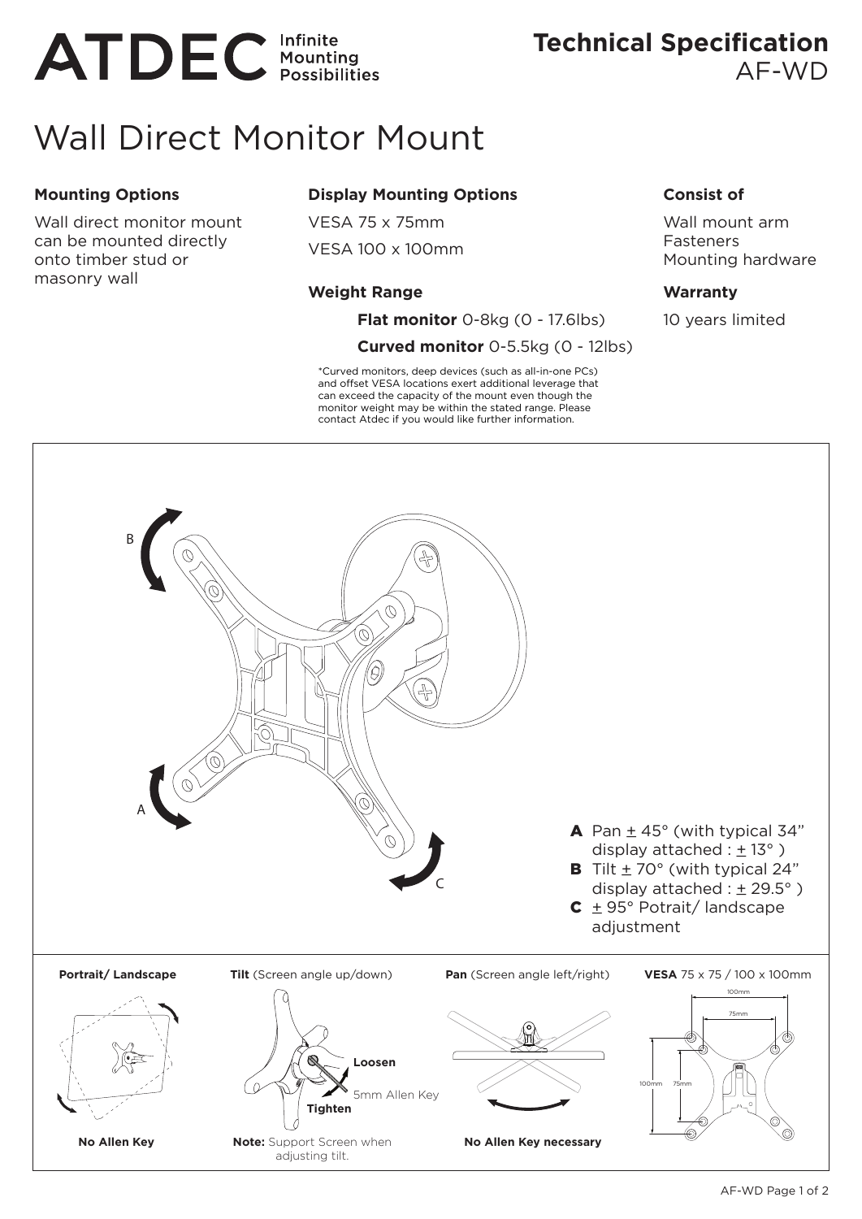# ATDEC Infinite Mounting Possibilities

## Technical Specification
AF-WD

# Wall Direct Monitor Mount

### Mounting Options

Wall direct monitor mount can be mounted directly onto timber stud or masonry wall

### Display Mounting Options

VESA 75 x 75mm

VESA 100 x 100mm

### Weight Range

**Flat monitor** 0-8kg (0 - 17.6lbs)

**Curved monitor** 0-5.5kg (0 - 12lbs)

*Curved monitors, deep devices (such as all-in-one PCs) and offset VESA locations exert additional leverage that can exceed the capacity of the mount even though the monitor weight may be within the stated range. Please contact Atdec if you would like further information.

### Consist of

Wall mount arm
Fasteners
Mounting hardware

### Warranty

10 years limited

- **A** Pan ± 45° (with typical 34" display attached : ± 13° )
- **B** Tilt ± 70° (with typical 24" display attached : ± 29.5° )
- **C** ± 95° Potrait/ landscape adjustment

**Portrait/ Landscape**

No Allen Key

**Tilt** (Screen angle up/down)

Loosen / Tighten — 5mm Allen Key

**Note:** Support Screen when adjusting tilt.

**Pan** (Screen angle left/right)

No Allen Key necessary

**VESA** 75 x 75 / 100 x 100mm

100mm, 75mm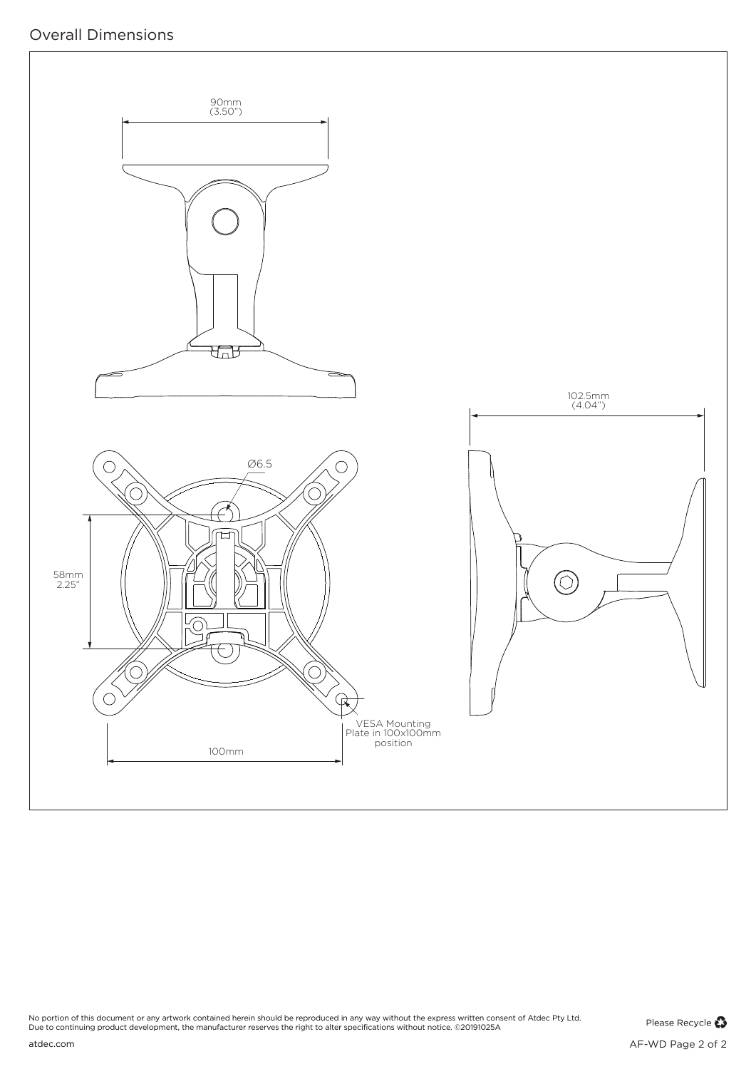## Overall Dimensions

90mm
(3.50")

102.5mm
(4.04")

Ø6.5

58mm
2.25"

100mm

VESA Mounting
Plate in 100x100mm
position

No portion of this document or any artwork contained herein should be reproduced in any way without the express written consent of Atdec Pty Ltd.
Due to continuing product development, the manufacturer reserves the right to alter specifications without notice. ©20191025A

Please Recycle

atdec.com